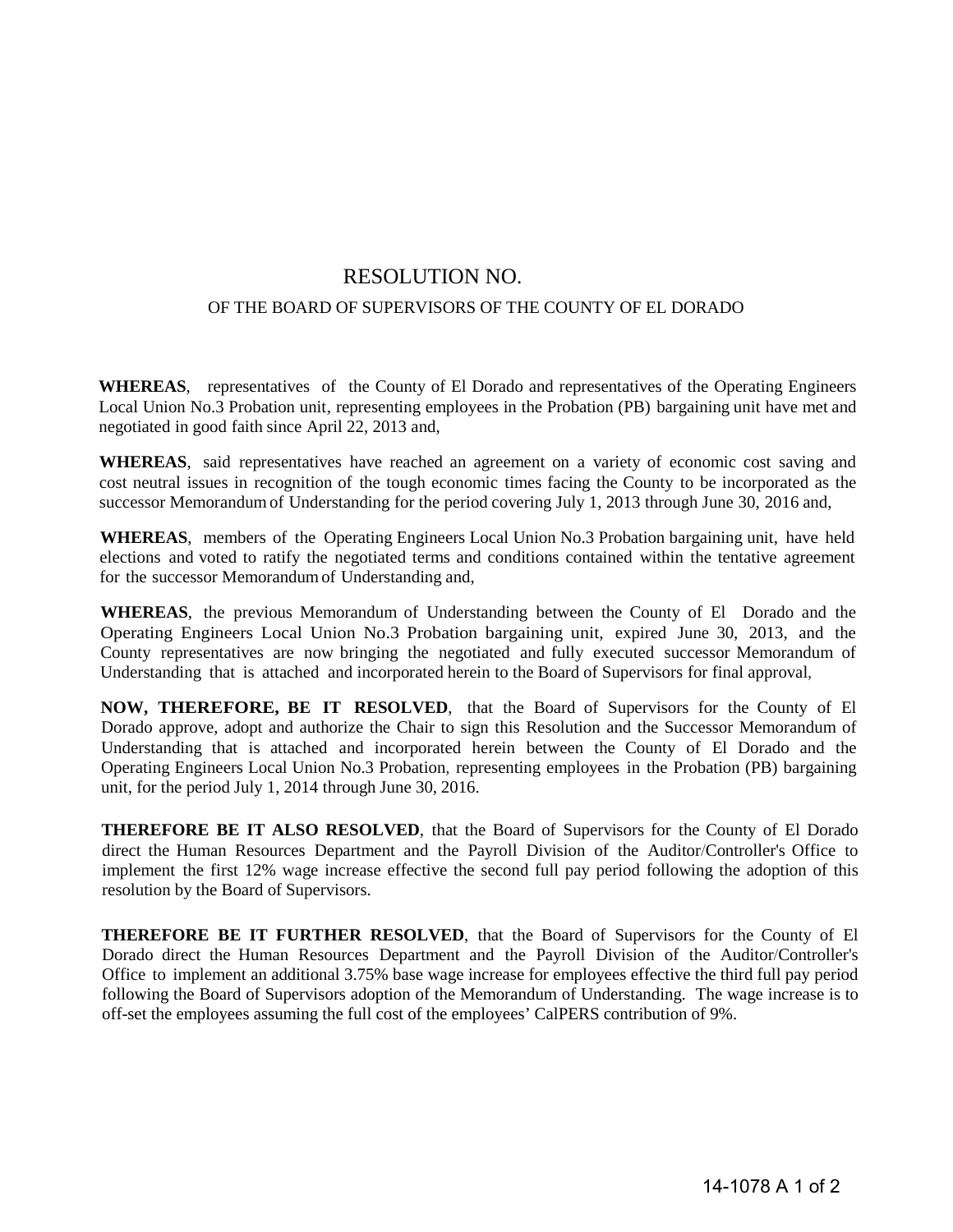# RESOLUTION NO.

## OF THE BOARD OF SUPERVISORS OF THE COUNTY OF EL DORADO

**WHEREAS**, representatives of the County of El Dorado and representatives of the Operating Engineers Local Union No.3 Probation unit, representing employees in the Probation (PB) bargaining unit have met and negotiated in good faith since April 22, 2013 and,

**WHEREAS**, said representatives have reached an agreement on a variety of economic cost saving and cost neutral issues in recognition of the tough economic times facing the County to be incorporated as the successor Memorandum of Understanding for the period covering July 1, 2013 through June 30, 2016 and,

**WHEREAS**, members of the Operating Engineers Local Union No.3 Probation bargaining unit, have held elections and voted to ratify the negotiated terms and conditions contained within the tentative agreement for the successor Memorandum of Understanding and,

**WHEREAS**, the previous Memorandum of Understanding between the County of El Dorado and the Operating Engineers Local Union No.3 Probation bargaining unit, expired June 30, 2013, and the County representatives are now bringing the negotiated and fully executed successor Memorandum of Understanding that is attached and incorporated herein to the Board of Supervisors for final approval,

**NOW, THEREFORE, BE IT RESOLVED**, that the Board of Supervisors for the County of El Dorado approve, adopt and authorize the Chair to sign this Resolution and the Successor Memorandum of Understanding that is attached and incorporated herein between the County of El Dorado and the Operating Engineers Local Union No.3 Probation, representing employees in the Probation (PB) bargaining unit, for the period July 1, 2014 through June 30, 2016.

**THEREFORE BE IT ALSO RESOLVED**, that the Board of Supervisors for the County of El Dorado direct the Human Resources Department and the Payroll Division of the Auditor/Controller's Office to implement the first 12% wage increase effective the second full pay period following the adoption of this resolution by the Board of Supervisors.

**THEREFORE BE IT FURTHER RESOLVED**, that the Board of Supervisors for the County of El Dorado direct the Human Resources Department and the Payroll Division of the Auditor/Controller's Office to implement an additional 3.75% base wage increase for employees effective the third full pay period following the Board of Supervisors adoption of the Memorandum of Understanding. The wage increase is to off-set the employees assuming the full cost of the employees' CalPERS contribution of 9%.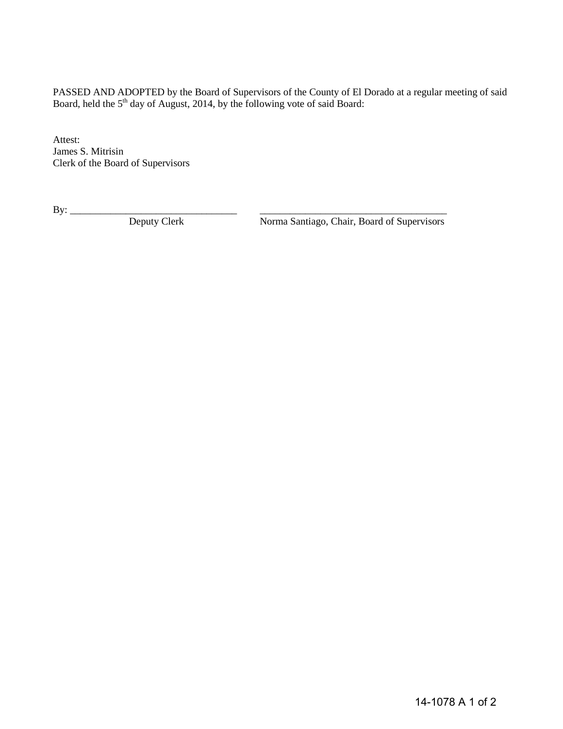PASSED AND ADOPTED by the Board of Supervisors of the County of El Dorado at a regular meeting of said Board, held the 5th day of August, 2014, by the following vote of said Board:

Attest:
James S. Mitrisin
Clerk of the Board of Supervisors

By: _________________________________ &nbsp;&nbsp;&nbsp;&nbsp; _____________________________________
Deputy Clerk &nbsp;&nbsp;&nbsp;&nbsp; Norma Santiago, Chair, Board of Supervisors